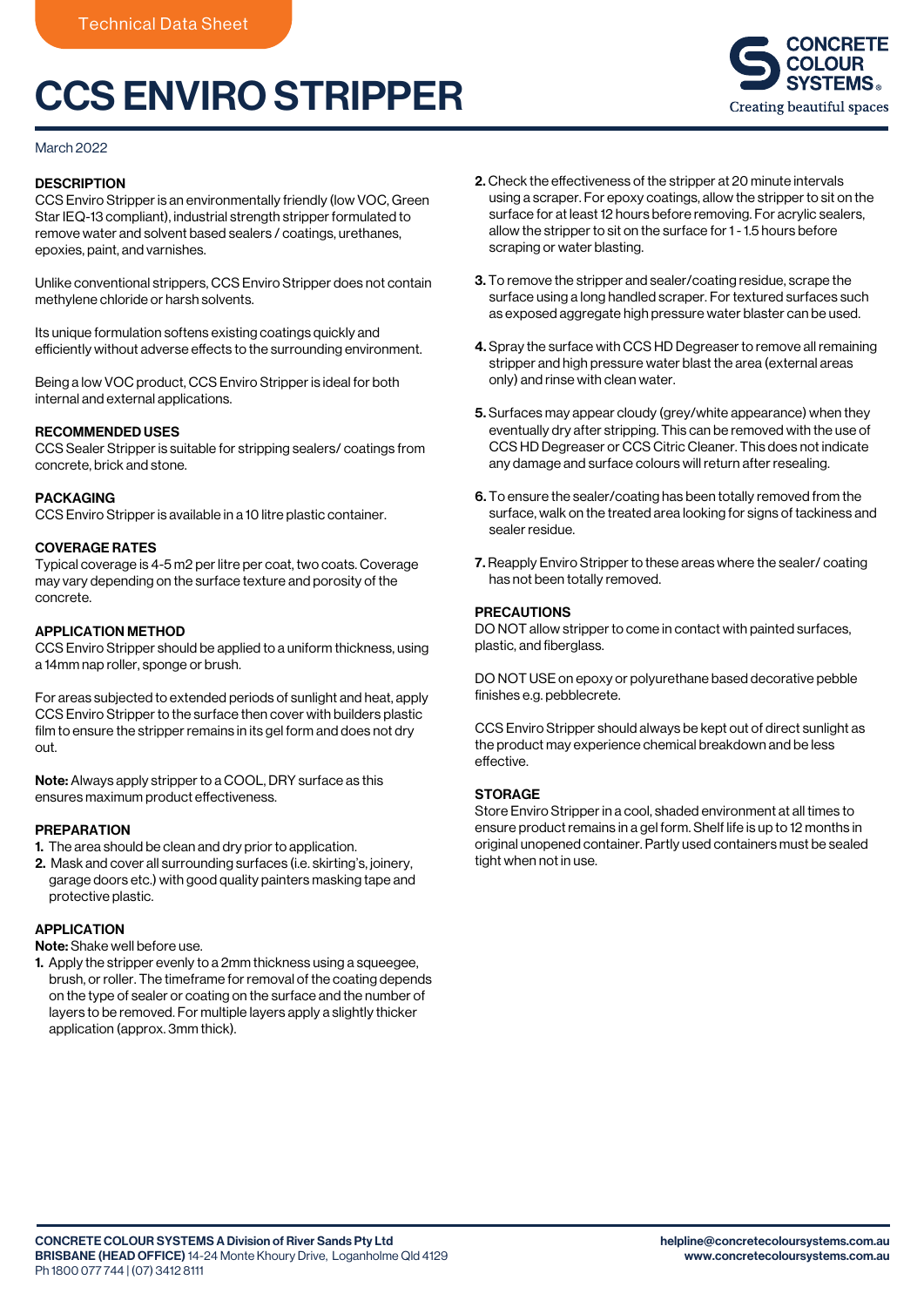Technical Data Sheet

# CCS ENVIRO STRIPPER

March 2022

## DESCRIPTION

CCS Enviro Stripper is an environmentally friendly (low VOC, Green Star IEQ-13 compliant), industrial strength stripper formulated to remove water and solvent based sealers / coatings, urethanes, epoxies, paint, and varnishes.

Unlike conventional strippers, CCS Enviro Stripper does not contain methylene chloride or harsh solvents.

Its unique formulation softens existing coatings quickly and efficiently without adverse effects to the surrounding environment.

Being a low VOC product, CCS Enviro Stripper is ideal for both internal and external applications.

## RECOMMENDED USES

CCS Sealer Stripper is suitable for stripping sealers/ coatings from concrete, brick and stone.

## PACKAGING

CCS Enviro Stripper is available in a 10 litre plastic container.

## COVERAGE RATES

Typical coverage is 4-5 m2 per litre per coat, two coats. Coverage may vary depending on the surface texture and porosity of the concrete.

## APPLICATION METHOD

CCS Enviro Stripper should be applied to a uniform thickness, using a 14mm nap roller, sponge or brush.

For areas subjected to extended periods of sunlight and heat, apply CCS Enviro Stripper to the surface then cover with builders plastic film to ensure the stripper remains in its gel form and does not dry out.

**Note:** Always apply stripper to a COOL, DRY surface as this ensures maximum product effectiveness.

## PREPARATION

1. The area should be clean and dry prior to application.
2. Mask and cover all surrounding surfaces (i.e. skirting's, joinery, garage doors etc.) with good quality painters masking tape and protective plastic.

## APPLICATION

**Note:** Shake well before use.

1. Apply the stripper evenly to a 2mm thickness using a squeegee, brush, or roller. The timeframe for removal of the coating depends on the type of sealer or coating on the surface and the number of layers to be removed. For multiple layers apply a slightly thicker application (approx. 3mm thick).
2. Check the effectiveness of the stripper at 20 minute intervals using a scraper. For epoxy coatings, allow the stripper to sit on the surface for at least 12 hours before removing. For acrylic sealers, allow the stripper to sit on the surface for 1 - 1.5 hours before scraping or water blasting.
3. To remove the stripper and sealer/coating residue, scrape the surface using a long handled scraper. For textured surfaces such as exposed aggregate high pressure water blaster can be used.
4. Spray the surface with CCS HD Degreaser to remove all remaining stripper and high pressure water blast the area (external areas only) and rinse with clean water.
5. Surfaces may appear cloudy (grey/white appearance) when they eventually dry after stripping. This can be removed with the use of CCS HD Degreaser or CCS Citric Cleaner. This does not indicate any damage and surface colours will return after resealing.
6. To ensure the sealer/coating has been totally removed from the surface, walk on the treated area looking for signs of tackiness and sealer residue.
7. Reapply Enviro Stripper to these areas where the sealer/ coating has not been totally removed.

## PRECAUTIONS

DO NOT allow stripper to come in contact with painted surfaces, plastic, and fiberglass.

DO NOT USE on epoxy or polyurethane based decorative pebble finishes e.g. pebblecrete.

CCS Enviro Stripper should always be kept out of direct sunlight as the product may experience chemical breakdown and be less effective.

## STORAGE

Store Enviro Stripper in a cool, shaded environment at all times to ensure product remains in a gel form. Shelf life is up to 12 months in original unopened container. Partly used containers must be sealed tight when not in use.

**CONCRETE COLOUR SYSTEMS A Division of River Sands Pty Ltd**
**BRISBANE (HEAD OFFICE)** 14-24 Monte Khoury Drive, Loganholme Qld 4129
Ph 1800 077 744 | (07) 3412 8111

**helpline@concretecoloursystems.com.au**
**www.concretecoloursystems.com.au**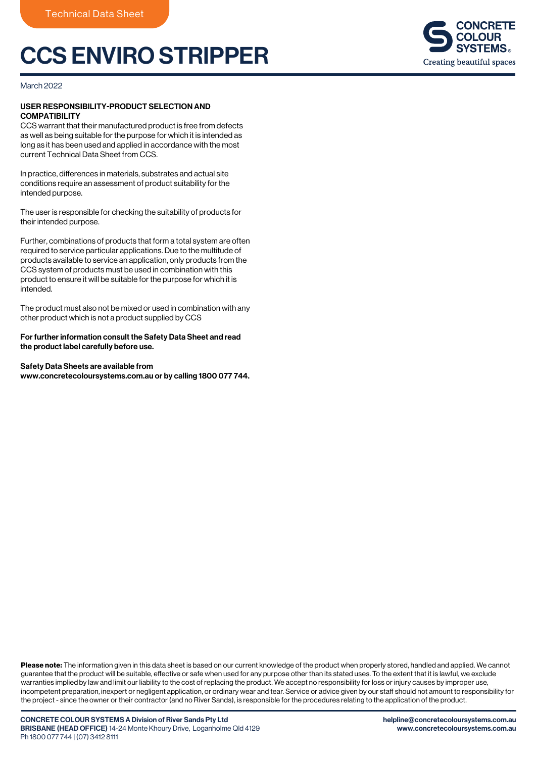# CCS ENVIRO STRIPPER

March 2022

**USER RESPONSIBILITY-PRODUCT SELECTION AND COMPATIBILITY**

CCS warrant that their manufactured product is free from defects as well as being suitable for the purpose for which it is intended as long as it has been used and applied in accordance with the most current Technical Data Sheet from CCS.

In practice, differences in materials, substrates and actual site conditions require an assessment of product suitability for the intended purpose.

The user is responsible for checking the suitability of products for their intended purpose.

Further, combinations of products that form a total system are often required to service particular applications. Due to the multitude of products available to service an application, only products from the CCS system of products must be used in combination with this product to ensure it will be suitable for the purpose for which it is intended.

The product must also not be mixed or used in combination with any other product which is not a product supplied by CCS

**For further information consult the Safety Data Sheet and read the product label carefully before use.**

**Safety Data Sheets are available from www.concretecoloursystems.com.au or by calling 1800 077 744.**

**Please note:** The information given in this data sheet is based on our current knowledge of the product when properly stored, handled and applied. We cannot guarantee that the product will be suitable, effective or safe when used for any purpose other than its stated uses. To the extent that it is lawful, we exclude warranties implied by law and limit our liability to the cost of replacing the product. We accept no responsibility for loss or injury causes by improper use, incompetent preparation, inexpert or negligent application, or ordinary wear and tear. Service or advice given by our staff should not amount to responsibility for the project - since the owner or their contractor (and no River Sands), is responsible for the procedures relating to the application of the product.

**CONCRETE COLOUR SYSTEMS A Division of River Sands Pty Ltd**
**BRISBANE (HEAD OFFICE)** 14-24 Monte Khoury Drive, Loganholme Qld 4129
Ph 1800 077 744 | (07) 3412 8111

**helpline@concretecoloursystems.com.au**
**www.concretecoloursystems.com.au**